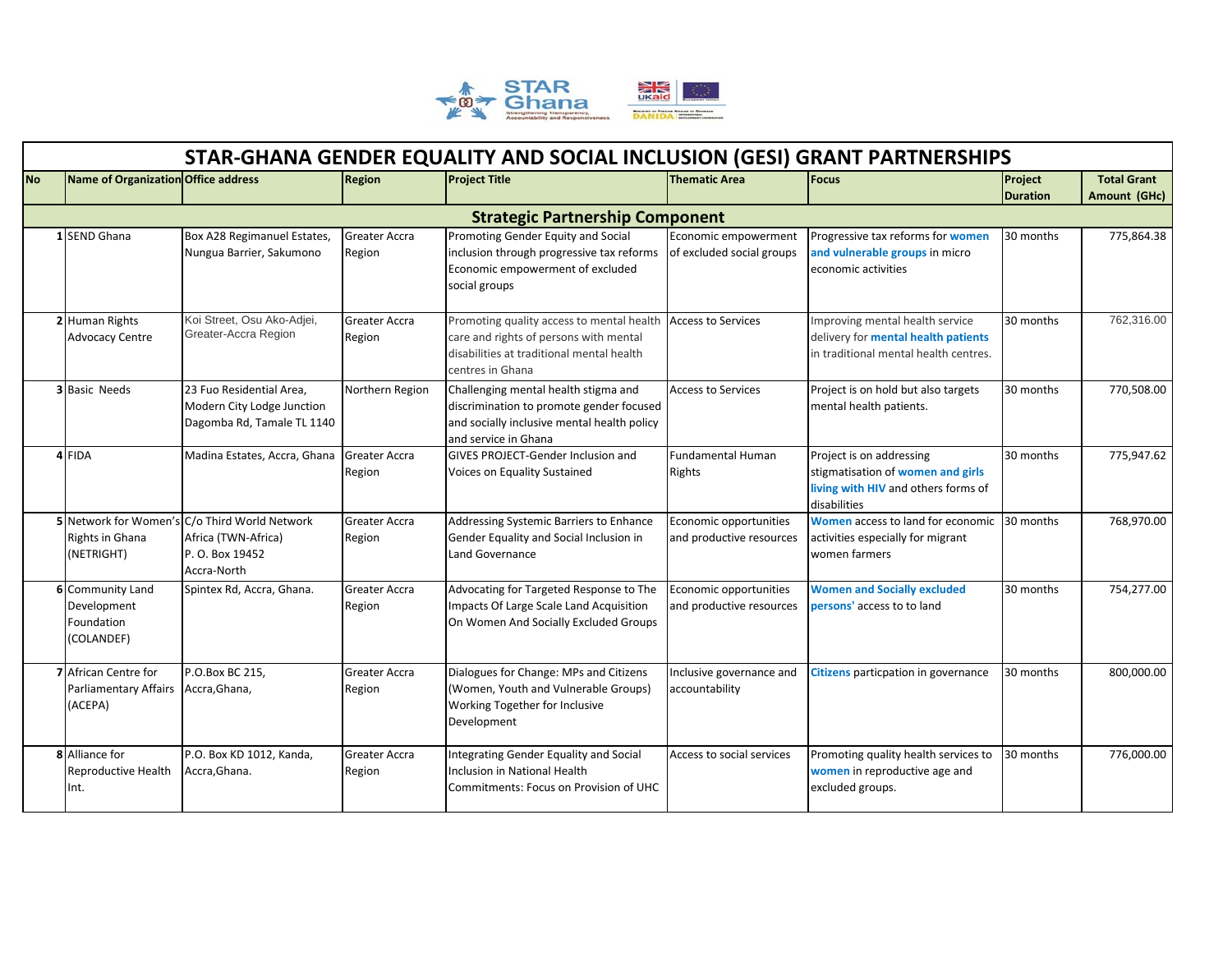# STAR-GHANA GENDER EQUALITY AND SOCIAL INCLUSION (GESI) GRANT PARTNERSHIPS

| No | Name of Organization | Office address | Region | Project Title | Thematic Area | Focus | Project Duration | Total Grant Amount (GHc) |
|---|---|---|---|---|---|---|---|---|
| **Strategic Partnership Component** | | | | | | | | |
| 1 | SEND Ghana | Box A28 Regimanuel Estates, Nungua Barrier, Sakumono | Greater Accra Region | Promoting Gender Equity and Social inclusion through progressive tax reforms Economic empowerment of excluded social groups | Economic empowerment of excluded social groups | Progressive tax reforms for **women and vulnerable groups** in micro economic activities | 30 months | 775,864.38 |
| 2 | Human Rights Advocacy Centre | Koi Street, Osu Ako-Adjei, Greater-Accra Region | Greater Accra Region | Promoting quality access to mental health care and rights of persons with mental disabilities at traditional mental health centres in Ghana | Access to Services | Improving mental health service delivery for **mental health patients** in traditional mental health centres. | 30 months | 762,316.00 |
| 3 | Basic Needs | 23 Fuo Residential Area, Modern City Lodge Junction Dagomba Rd, Tamale TL 1140 | Northern Region | Challenging mental health stigma and discrimination to promote gender focused and socially inclusive mental health policy and service in Ghana | Access to Services | Project is on hold but also targets mental health patients. | 30 months | 770,508.00 |
| 4 | FIDA | Madina Estates, Accra, Ghana | Greater Accra Region | GIVES PROJECT-Gender Inclusion and Voices on Equality Sustained | Fundamental Human Rights | Project is on addressing stigmatisation of **women and girls living with HIV** and others forms of disabilities | 30 months | 775,947.62 |
| 5 | Network for Women's Rights in Ghana (NETRIGHT) | C/o Third World Network Africa (TWN-Africa) P. O. Box 19452 Accra-North | Greater Accra Region | Addressing Systemic Barriers to Enhance Gender Equality and Social Inclusion in Land Governance | Economic opportunities and productive resources | **Women** access to land for economic activities especially for migrant women farmers | 30 months | 768,970.00 |
| 6 | Community Land Development Foundation (COLANDEF) | Spintex Rd, Accra, Ghana. | Greater Accra Region | Advocating for Targeted Response to The Impacts Of Large Scale Land Acquisition On Women And Socially Excluded Groups | Economic opportunities and productive resources | **Women and Socially excluded persons'** access to to land | 30 months | 754,277.00 |
| 7 | African Centre for Parliamentary Affairs (ACEPA) | P.O.Box BC 215, Accra,Ghana, | Greater Accra Region | Dialogues for Change: MPs and Citizens (Women, Youth and Vulnerable Groups) Working Together for Inclusive Development | Inclusive governance and accountability | **Citizens** particpation in governance | 30 months | 800,000.00 |
| 8 | Alliance for Reproductive Health Int. | P.O. Box KD 1012, Kanda, Accra,Ghana. | Greater Accra Region | Integrating Gender Equality and Social Inclusion in National Health Commitments: Focus on Provision of UHC | Access to social services | Promoting quality health services to **women** in reproductive age and excluded groups. | 30 months | 776,000.00 |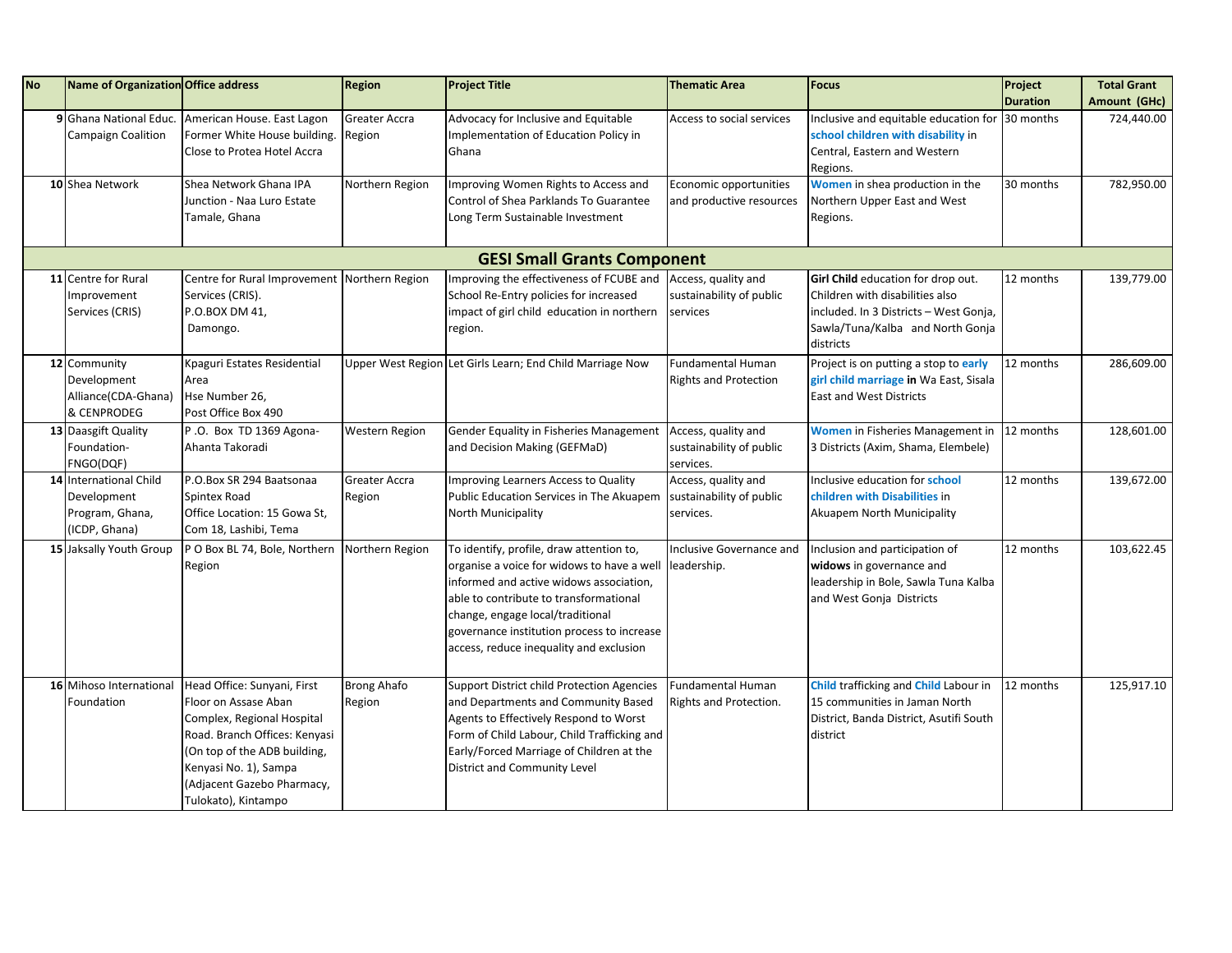| No | Name of Organization | Office address | Region | Project Title | Thematic Area | Focus | Project Duration | Total Grant Amount (GHc) |
|---|---|---|---|---|---|---|---|---|
| 9 | Ghana National Educ. Campaign Coalition | American House. East Lagon Former White House building. Close to Protea Hotel Accra | Greater Accra Region | Advocacy for Inclusive and Equitable Implementation of Education Policy in Ghana | Access to social services | Inclusive and equitable education for **school children with disability** in Central, Eastern and Western Regions. | 30 months | 724,440.00 |
| 10 | Shea Network | Shea Network Ghana IPA Junction - Naa Luro Estate Tamale, Ghana | Northern Region | Improving Women Rights to Access and Control of Shea Parklands To Guarantee Long Term Sustainable Investment | Economic opportunities and productive resources | **Women** in shea production in the Northern Upper East and West Regions. | 30 months | 782,950.00 |
| **GESI Small Grants Component** | | | | | | | | |
| 11 | Centre for Rural Improvement Services (CRIS) | Centre for Rural Improvement Services (CRIS). P.O.BOX DM 41, Damongo. | Northern Region | Improving the effectiveness of FCUBE and School Re-Entry policies for increased impact of girl child education in northern region. | Access, quality and sustainability of public services | **Girl Child** education for drop out. Children with disabilities also included. In 3 Districts – West Gonja, Sawla/Tuna/Kalba and North Gonja districts | 12 months | 139,779.00 |
| 12 | Community Development Alliance(CDA-Ghana) & CENPRODEG | Kpaguri Estates Residential Area Hse Number 26, Post Office Box 490 | Upper West Region | Let Girls Learn; End Child Marriage Now | Fundamental Human Rights and Protection | Project is on putting a stop to **early girl child marriage** in Wa East, Sisala East and West Districts | 12 months | 286,609.00 |
| 13 | Daasgift Quality Foundation-FNGO(DQF) | P .O. Box TD 1369 Agona-Ahanta Takoradi | Western Region | Gender Equality in Fisheries Management and Decision Making (GEFMaD) | Access, quality and sustainability of public services. | **Women** in Fisheries Management in 3 Districts (Axim, Shama, Elembele) | 12 months | 128,601.00 |
| 14 | International Child Development Program, Ghana, (ICDP, Ghana) | P.O.Box SR 294 Baatsonaa Spintex Road Office Location: 15 Gowa St, Com 18, Lashibi, Tema | Greater Accra Region | Improving Learners Access to Quality Public Education Services in The Akuapem North Municipality | Access, quality and sustainability of public services. | Inclusive education for **school children with Disabilities** in Akuapem North Municipality | 12 months | 139,672.00 |
| 15 | Jaksally Youth Group | P O Box BL 74, Bole, Northern Region | Northern Region | To identify, profile, draw attention to, organise a voice for widows to have a well informed and active widows association, able to contribute to transformational change, engage local/traditional governance institution process to increase access, reduce inequality and exclusion | Inclusive Governance and leadership. | Inclusion and participation of **widows** in governance and leadership in Bole, Sawla Tuna Kalba and West Gonja Districts | 12 months | 103,622.45 |
| 16 | Mihoso International Foundation | Head Office: Sunyani, First Floor on Assase Aban Complex, Regional Hospital Road. Branch Offices: Kenyasi (On top of the ADB building, Kenyasi No. 1), Sampa (Adjacent Gazebo Pharmacy, Tulokato), Kintampo | Brong Ahafo Region | Support District child Protection Agencies and Departments and Community Based Agents to Effectively Respond to Worst Form of Child Labour, Child Trafficking and Early/Forced Marriage of Children at the District and Community Level | Fundamental Human Rights and Protection. | **Child** trafficking and **Child** Labour in 15 communities in Jaman North District, Banda District, Asutifi South district | 12 months | 125,917.10 |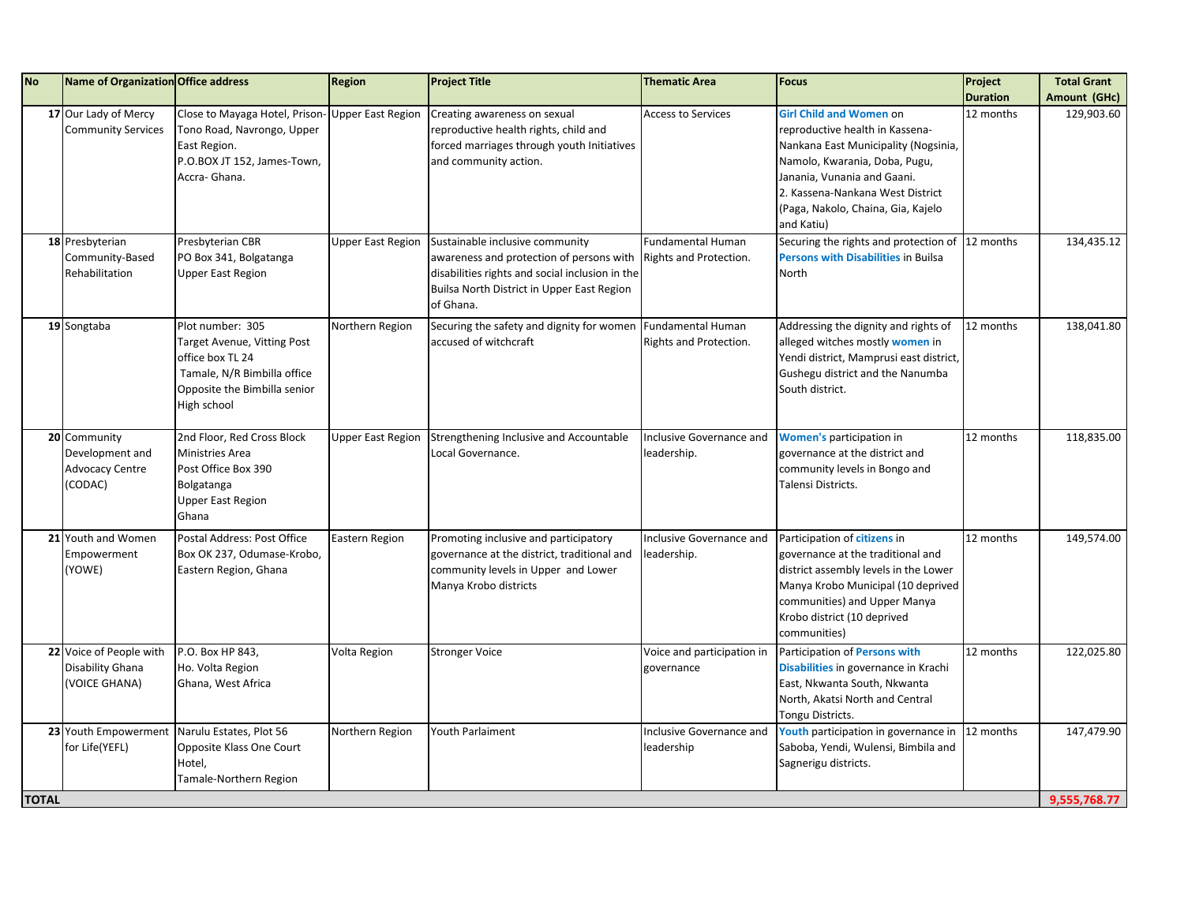| No | Name of Organization | Office address | Region | Project Title | Thematic Area | Focus | Project Duration | Total Grant Amount (GHc) |
|---|---|---|---|---|---|---|---|---|
| 17 | Our Lady of Mercy Community Services | Close to Mayaga Hotel, Prison-Tono Road, Navrongo, Upper East Region. P.O.BOX JT 152, James-Town, Accra- Ghana. | Upper East Region | Creating awareness on sexual reproductive health rights, child and forced marriages through youth Initiatives and community action. | Access to Services | **Girl Child and Women** on reproductive health in Kassena-Nankana East Municipality (Nogsinia, Namolo, Kwarania, Doba, Pugu, Janania, Vunania and Gaani. 2. Kassena-Nankana West District (Paga, Nakolo, Chaina, Gia, Kajelo and Katiu) | 12 months | 129,903.60 |
| 18 | Presbyterian Community-Based Rehabilitation | Presbyterian CBR PO Box 341, Bolgatanga Upper East Region | Upper East Region | Sustainable inclusive community awareness and protection of persons with disabilities rights and social inclusion in the Builsa North District in Upper East Region of Ghana. | Fundamental Human Rights and Protection. | Securing the rights and protection of **Persons with Disabilities** in Builsa North | 12 months | 134,435.12 |
| 19 | Songtaba | Plot number: 305 Target Avenue, Vitting Post office box TL 24 Tamale, N/R Bimbilla office Opposite the Bimbilla senior High school | Northern Region | Securing the safety and dignity for women accused of witchcraft | Fundamental Human Rights and Protection. | Addressing the dignity and rights of alleged witches mostly **women** in Yendi district, Mamprusi east district, Gushegu district and the Nanumba South district. | 12 months | 138,041.80 |
| 20 | Community Development and Advocacy Centre (CODAC) | 2nd Floor, Red Cross Block Ministries Area Post Office Box 390 Bolgatanga Upper East Region Ghana | Upper East Region | Strengthening Inclusive and Accountable Local Governance. | Inclusive Governance and leadership. | **Women's** participation in governance at the district and community levels in Bongo and Talensi Districts. | 12 months | 118,835.00 |
| 21 | Youth and Women Empowerment (YOWE) | Postal Address: Post Office Box OK 237, Odumase-Krobo, Eastern Region, Ghana | Eastern Region | Promoting inclusive and participatory governance at the district, traditional and community levels in Upper and Lower Manya Krobo districts | Inclusive Governance and leadership. | Participation of **citizens** in governance at the traditional and district assembly levels in the Lower Manya Krobo Municipal (10 deprived communities) and Upper Manya Krobo district (10 deprived communities) | 12 months | 149,574.00 |
| 22 | Voice of People with Disability Ghana (VOICE GHANA) | P.O. Box HP 843, Ho. Volta Region Ghana, West Africa | Volta Region | Stronger Voice | Voice and participation in governance | Participation of **Persons with Disabilities** in governance in Krachi East, Nkwanta South, Nkwanta North, Akatsi North and Central Tongu Districts. | 12 months | 122,025.80 |
| 23 | Youth Empowerment for Life(YEFL) | Narulu Estates, Plot 56 Opposite Klass One Court Hotel, Tamale-Northern Region | Northern Region | Youth Parlaiment | Inclusive Governance and leadership | **Youth** participation in governance in Saboba, Yendi, Wulensi, Bimbila and Sagnerigu districts. | 12 months | 147,479.90 |
| **TOTAL** | | | | | | | | **9,555,768.77** |